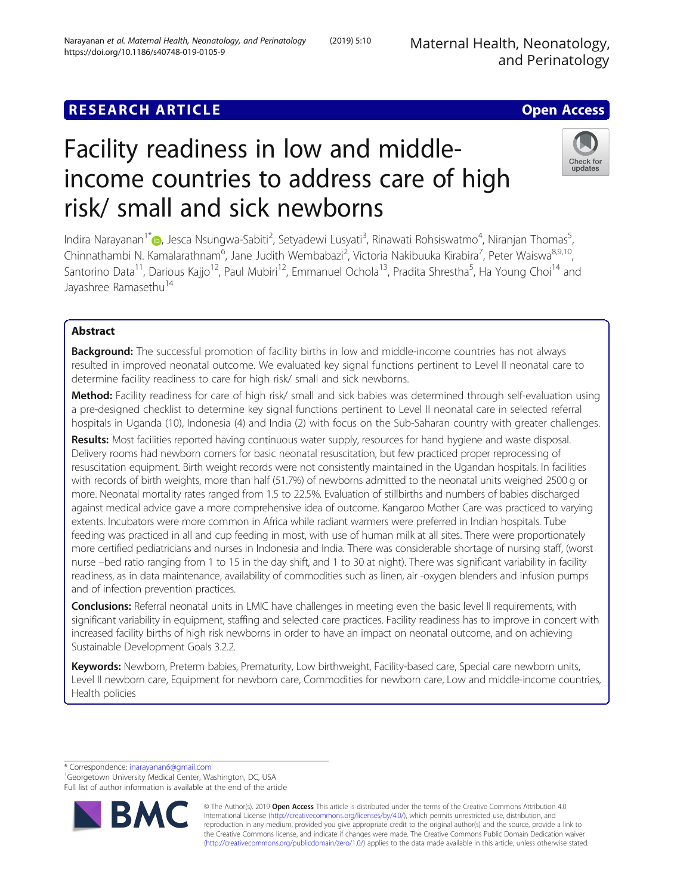RESEARCH ARTICLE

Open Access

# Facility readiness in low and middle-income countries to address care of high risk/ small and sick newborns

Indira Narayanan[1*], Jesca Nsungwa-Sabiti[2], Setyadewi Lusyati[3], Rinawati Rohsiswatmo[4], Niranjan Thomas[5], Chinnathambi N. Kamalarathnam[6], Jane Judith Wembabazi[2], Victoria Nakibuuka Kirabira[7], Peter Waiswa[8,9,10], Santorino Data[11], Darious Kajjo[12], Paul Mubiri[12], Emmanuel Ochola[13], Pradita Shrestha[5], Ha Young Choi[14] and Jayashree Ramasethu[14]

## Abstract

**Background:** The successful promotion of facility births in low and middle-income countries has not always resulted in improved neonatal outcome. We evaluated key signal functions pertinent to Level II neonatal care to determine facility readiness to care for high risk/ small and sick newborns.

**Method:** Facility readiness for care of high risk/ small and sick babies was determined through self-evaluation using a pre-designed checklist to determine key signal functions pertinent to Level II neonatal care in selected referral hospitals in Uganda (10), Indonesia (4) and India (2) with focus on the Sub-Saharan country with greater challenges.

**Results:** Most facilities reported having continuous water supply, resources for hand hygiene and waste disposal. Delivery rooms had newborn corners for basic neonatal resuscitation, but few practiced proper reprocessing of resuscitation equipment. Birth weight records were not consistently maintained in the Ugandan hospitals. In facilities with records of birth weights, more than half (51.7%) of newborns admitted to the neonatal units weighed 2500 g or more. Neonatal mortality rates ranged from 1.5 to 22.5%. Evaluation of stillbirths and numbers of babies discharged against medical advice gave a more comprehensive idea of outcome. Kangaroo Mother Care was practiced to varying extents. Incubators were more common in Africa while radiant warmers were preferred in Indian hospitals. Tube feeding was practiced in all and cup feeding in most, with use of human milk at all sites. There were proportionately more certified pediatricians and nurses in Indonesia and India. There was considerable shortage of nursing staff, (worst nurse –bed ratio ranging from 1 to 15 in the day shift, and 1 to 30 at night). There was significant variability in facility readiness, as in data maintenance, availability of commodities such as linen, air -oxygen blenders and infusion pumps and of infection prevention practices.

**Conclusions:** Referral neonatal units in LMIC have challenges in meeting even the basic level II requirements, with significant variability in equipment, staffing and selected care practices. Facility readiness has to improve in concert with increased facility births of high risk newborns in order to have an impact on neonatal outcome, and on achieving Sustainable Development Goals 3.2.2.

**Keywords:** Newborn, Preterm babies, Prematurity, Low birthweight, Facility-based care, Special care newborn units, Level II newborn care, Equipment for newborn care, Commodities for newborn care, Low and middle-income countries, Health policies

\* Correspondence: inarayanan6@gmail.com
[1]Georgetown University Medical Center, Washington, DC, USA
Full list of author information is available at the end of the article

© The Author(s). 2019 **Open Access** This article is distributed under the terms of the Creative Commons Attribution 4.0 International License (http://creativecommons.org/licenses/by/4.0/), which permits unrestricted use, distribution, and reproduction in any medium, provided you give appropriate credit to the original author(s) and the source, provide a link to the Creative Commons license, and indicate if changes were made. The Creative Commons Public Domain Dedication waiver (http://creativecommons.org/publicdomain/zero/1.0/) applies to the data made available in this article, unless otherwise stated.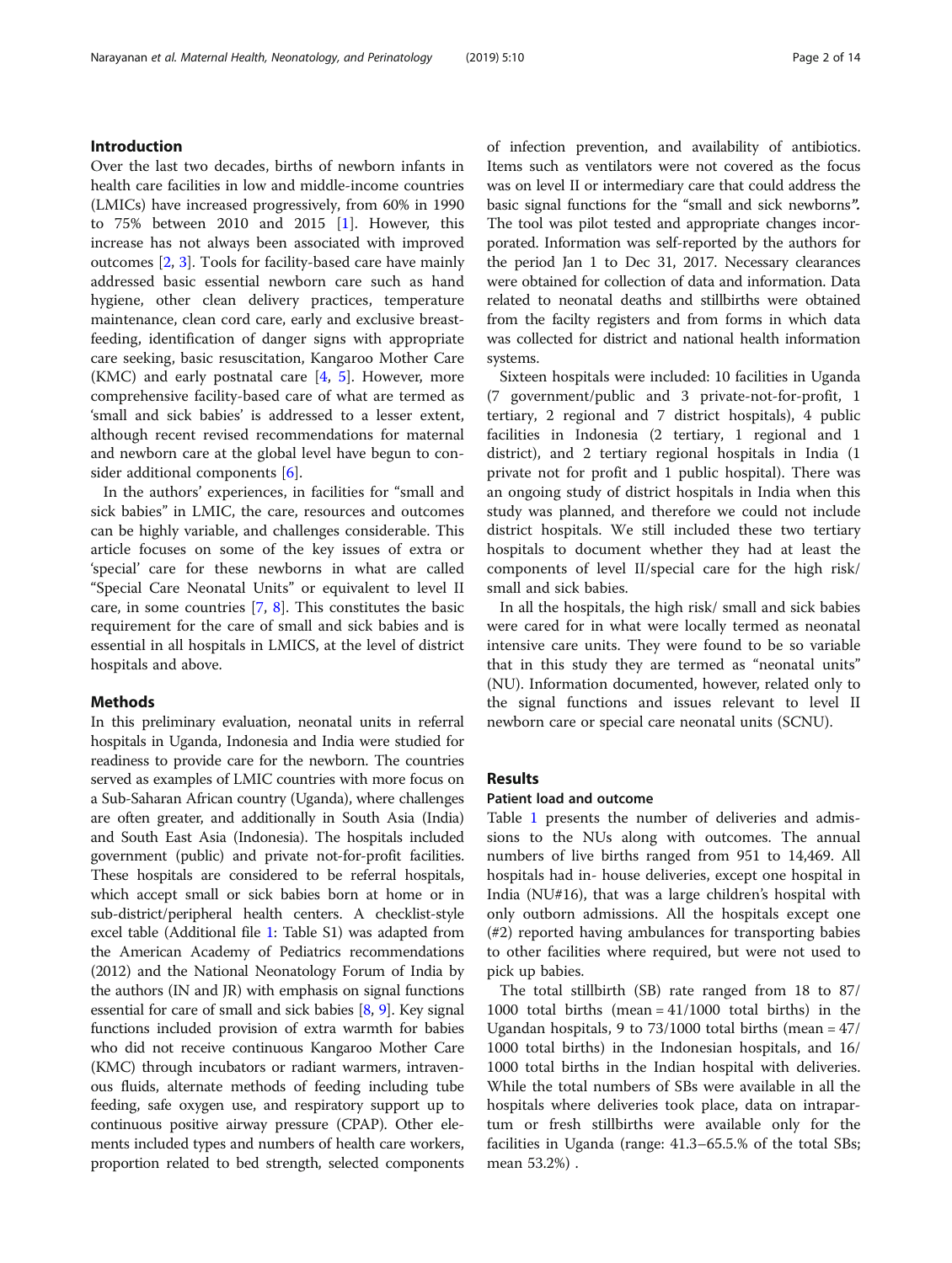## Introduction

Over the last two decades, births of newborn infants in health care facilities in low and middle-income countries (LMICs) have increased progressively, from 60% in 1990 to 75% between 2010 and 2015 [1]. However, this increase has not always been associated with improved outcomes [2, 3]. Tools for facility-based care have mainly addressed basic essential newborn care such as hand hygiene, other clean delivery practices, temperature maintenance, clean cord care, early and exclusive breastfeeding, identification of danger signs with appropriate care seeking, basic resuscitation, Kangaroo Mother Care (KMC) and early postnatal care [4, 5]. However, more comprehensive facility-based care of what are termed as 'small and sick babies' is addressed to a lesser extent, although recent revised recommendations for maternal and newborn care at the global level have begun to consider additional components [6].

In the authors' experiences, in facilities for "small and sick babies" in LMIC, the care, resources and outcomes can be highly variable, and challenges considerable. This article focuses on some of the key issues of extra or 'special' care for these newborns in what are called "Special Care Neonatal Units" or equivalent to level II care, in some countries [7, 8]. This constitutes the basic requirement for the care of small and sick babies and is essential in all hospitals in LMICS, at the level of district hospitals and above.

## Methods

In this preliminary evaluation, neonatal units in referral hospitals in Uganda, Indonesia and India were studied for readiness to provide care for the newborn. The countries served as examples of LMIC countries with more focus on a Sub-Saharan African country (Uganda), where challenges are often greater, and additionally in South Asia (India) and South East Asia (Indonesia). The hospitals included government (public) and private not-for-profit facilities. These hospitals are considered to be referral hospitals, which accept small or sick babies born at home or in sub-district/peripheral health centers. A checklist-style excel table (Additional file 1: Table S1) was adapted from the American Academy of Pediatrics recommendations (2012) and the National Neonatology Forum of India by the authors (IN and JR) with emphasis on signal functions essential for care of small and sick babies [8, 9]. Key signal functions included provision of extra warmth for babies who did not receive continuous Kangaroo Mother Care (KMC) through incubators or radiant warmers, intravenous fluids, alternate methods of feeding including tube feeding, safe oxygen use, and respiratory support up to continuous positive airway pressure (CPAP). Other elements included types and numbers of health care workers, proportion related to bed strength, selected components of infection prevention, and availability of antibiotics. Items such as ventilators were not covered as the focus was on level II or intermediary care that could address the basic signal functions for the "small and sick newborns***"***. The tool was pilot tested and appropriate changes incorporated. Information was self-reported by the authors for the period Jan 1 to Dec 31, 2017. Necessary clearances were obtained for collection of data and information. Data related to neonatal deaths and stillbirths were obtained from the facilty registers and from forms in which data was collected for district and national health information systems.

Sixteen hospitals were included: 10 facilities in Uganda (7 government/public and 3 private-not-for-profit, 1 tertiary, 2 regional and 7 district hospitals), 4 public facilities in Indonesia (2 tertiary, 1 regional and 1 district), and 2 tertiary regional hospitals in India (1 private not for profit and 1 public hospital). There was an ongoing study of district hospitals in India when this study was planned, and therefore we could not include district hospitals. We still included these two tertiary hospitals to document whether they had at least the components of level II/special care for the high risk/ small and sick babies.

In all the hospitals, the high risk/ small and sick babies were cared for in what were locally termed as neonatal intensive care units. They were found to be so variable that in this study they are termed as "neonatal units" (NU). Information documented, however, related only to the signal functions and issues relevant to level II newborn care or special care neonatal units (SCNU).

## Results

### Patient load and outcome

Table 1 presents the number of deliveries and admissions to the NUs along with outcomes. The annual numbers of live births ranged from 951 to 14,469. All hospitals had in- house deliveries, except one hospital in India (NU#16), that was a large children's hospital with only outborn admissions. All the hospitals except one (#2) reported having ambulances for transporting babies to other facilities where required, but were not used to pick up babies.

The total stillbirth (SB) rate ranged from 18 to 87/ 1000 total births (mean = 41/1000 total births) in the Ugandan hospitals, 9 to 73/1000 total births (mean = 47/ 1000 total births) in the Indonesian hospitals, and 16/ 1000 total births in the Indian hospital with deliveries. While the total numbers of SBs were available in all the hospitals where deliveries took place, data on intrapartum or fresh stillbirths were available only for the facilities in Uganda (range: 41.3–65.5.% of the total SBs; mean 53.2%) .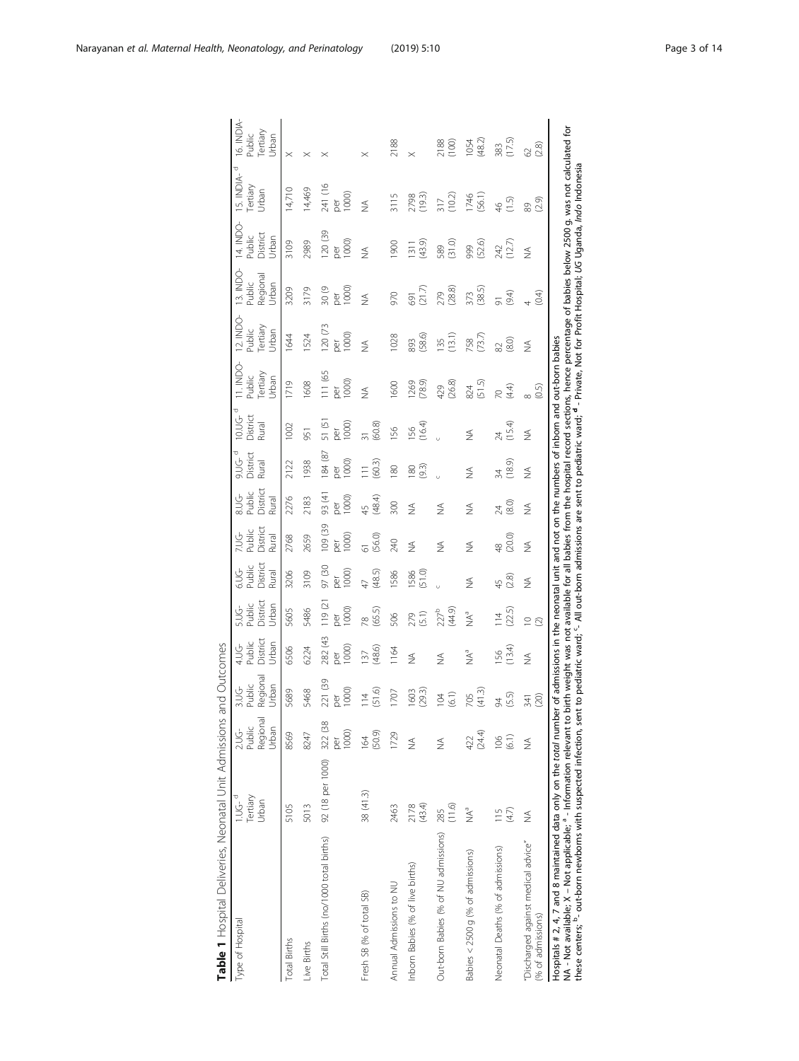**Table 1** Hospital Deliveries, Neonatal Unit Admissions and Outcomes

| Type of Hospital | 1.UG-[d] Tertiary Urban | 2.UG-Public Regional Urban | 3.UG-Public Regional Urban | 4.UG-Public District Urban | 5.UG-Public District Urban | 6.UG-Public District Rural | 7.UG-Public District Rural | 8.UG-Public District Rural | 9.UG-[d] District Rural | 10.UG-[d] District Rural | 11. INDO-Public Tertiary Urban | 12. INDO-Public Tertiary Urban | 13. INDO-Public Regional Urban | 14. INDO-Public District Urban | 15. INDIA-[d] Tertiary Urban | 16. INDIA-Public Tertiary Urban |
|---|---|---|---|---|---|---|---|---|---|---|---|---|---|---|---|---|
| Total Births | 5105 | 8569 | 5689 | 6506 | 5605 | 3206 | 2768 | 2276 | 2122 | 1002 | 1719 | 1644 | 3209 | 3109 | 14,710 | X |
| Live Births | 5013 | 8247 | 5468 | 6224 | 5486 | 3109 | 2659 | 2183 | 1938 | 951 | 1608 | 1524 | 3179 | 2989 | 14,469 | X |
| Total Still Births (no/1000 total births) | 92 (18 per 1000) | 322 (38 per 1000) | 221 (39 per 1000) | 282 (43 per 1000) | 119 (21 per 1000) | 97 (30 per 1000) | 109 (39 per 1000) | 93 (41 per 1000) | 184 (87 per 1000) | 51 (51 per 1000) | 111 (65 per 1000) | 120 (73 per 1000) | 30 (9 per 1000) | 120 (39 per 1000) | 241 (16 per 1000) | X |
| Fresh SB (% of total SB) | 38 (41.3) | 164 (50.9) | 114 (51.6) | 137 (48.6) | 78 (65.5) | 47 (48.5) | 61 (56.0) | 45 (48.4) | 111 (60.3) | 31 (60.8) | NA | NA | NA | NA | NA | X |
| Annual Admissions to NU | 2463 | 1729 | 1707 | 1164 | 506 | 1586 | 240 | 300 | 180 | 156 | 1600 | 1028 | 970 | 1900 | 3115 | 2188 |
| Inborn Babies (% of live births) | 2178 (43.4) | NA | 1603 (29.3) | NA | 279 (5.1) | 1586 (51.0) | NA | NA | 180 (9.3) | 156 (16.4) | 1269 (78.9) | 893 (58.6) | 691 (21.7) | 1311 (43.9) | 2798 (19.3) | X |
| Out-born Babies (% of NU admissions) | 285 (11.6) | NA | 104 (6.1) | NA | 227[b] (44.9) | [c] | NA | NA | [c] | [c] | 429 (26.8) | 135 (13.1) | 279 (28.8) | 589 (31.0) | 317 (10.2) | 2188 (100) |
| Babies < 2500 g (% of admissions) | NA[a] | 422 (24.4) | 705 (41.3) | NA[a] | NA[a] | NA | NA | NA | NA | NA | 824 (51.5) | 758 (73.7) | 373 (38.5) | 999 (52.6) | 1746 (56.1) | 1054 (48.2) |
| Neonatal Deaths (% of admissions) | 115 (4.7) | 106 (6.1) | 94 (5.5) | 156 (13.4) | 114 (22.5) | 45 (2.8) | 48 (20.0) | 24 (8.0) | 34 (18.9) | 24 (15.4) | 70 (4.4) | 82 (8.0) | 91 (9.4) | 242 (12.7) | 46 (1.5) | 383 (17.5) |
| "Discharged against medical advice" (% of admissions) | NA | NA | 341 (20) | NA | 10 (2) | NA | NA | NA | NA | NA | 8 (0.5) | NA | 4 (0.4) | NA | 89 (2.9) | 62 (2.8) |

Hospitals # 2, 4, 7 and 8 maintained data only on the *total* number of admissions in the neonatal unit and not on the numbers of inborn and out-born babies
NA - Not available; X – Not applicable; [a] - Information relevant to birth weight was not available for all babies from the hospital record sections, hence percentage of babies below 2500 g. was not calculated for these centers; [b] - out-born newborns with suspected infection, sent to pediatric ward; [c] - All out-born admissions are sent to pediatric ward; [d] - Private, Not for Profit Hospital; *UG* Uganda, *Indo* Indonesia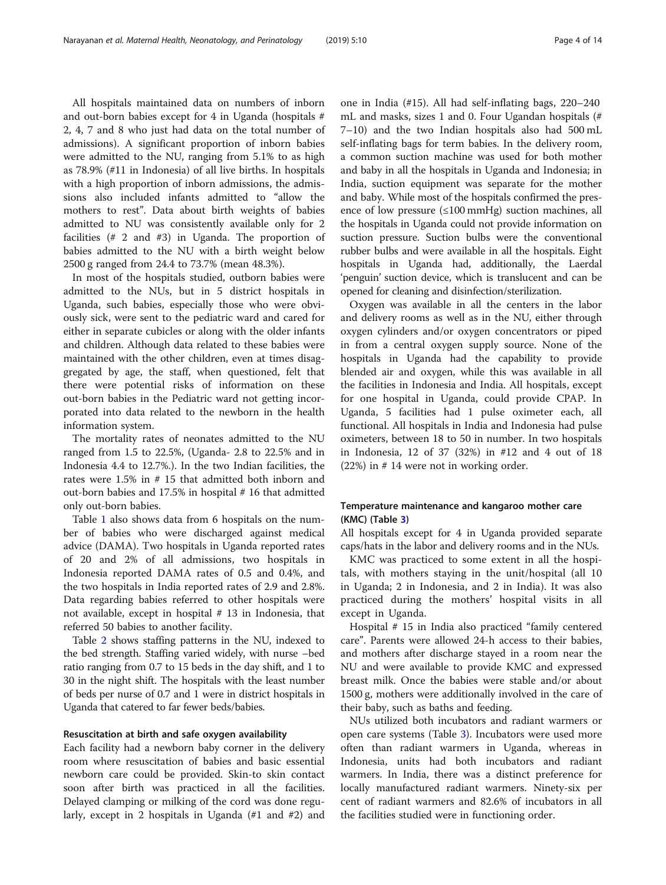All hospitals maintained data on numbers of inborn and out-born babies except for 4 in Uganda (hospitals # 2, 4, 7 and 8 who just had data on the total number of admissions). A significant proportion of inborn babies were admitted to the NU, ranging from 5.1% to as high as 78.9% (#11 in Indonesia) of all live births. In hospitals with a high proportion of inborn admissions, the admissions also included infants admitted to "allow the mothers to rest". Data about birth weights of babies admitted to NU was consistently available only for 2 facilities (# 2 and #3) in Uganda. The proportion of babies admitted to the NU with a birth weight below 2500 g ranged from 24.4 to 73.7% (mean 48.3%).

In most of the hospitals studied, outborn babies were admitted to the NUs, but in 5 district hospitals in Uganda, such babies, especially those who were obviously sick, were sent to the pediatric ward and cared for either in separate cubicles or along with the older infants and children. Although data related to these babies were maintained with the other children, even at times disaggregated by age, the staff, when questioned, felt that there were potential risks of information on these out-born babies in the Pediatric ward not getting incorporated into data related to the newborn in the health information system.

The mortality rates of neonates admitted to the NU ranged from 1.5 to 22.5%, (Uganda- 2.8 to 22.5% and in Indonesia 4.4 to 12.7%.). In the two Indian facilities, the rates were 1.5% in # 15 that admitted both inborn and out-born babies and 17.5% in hospital # 16 that admitted only out-born babies.

Table 1 also shows data from 6 hospitals on the number of babies who were discharged against medical advice (DAMA). Two hospitals in Uganda reported rates of 20 and 2% of all admissions, two hospitals in Indonesia reported DAMA rates of 0.5 and 0.4%, and the two hospitals in India reported rates of 2.9 and 2.8%. Data regarding babies referred to other hospitals were not available, except in hospital # 13 in Indonesia, that referred 50 babies to another facility.

Table 2 shows staffing patterns in the NU, indexed to the bed strength. Staffing varied widely, with nurse –bed ratio ranging from 0.7 to 15 beds in the day shift, and 1 to 30 in the night shift. The hospitals with the least number of beds per nurse of 0.7 and 1 were in district hospitals in Uganda that catered to far fewer beds/babies.

### Resuscitation at birth and safe oxygen availability

Each facility had a newborn baby corner in the delivery room where resuscitation of babies and basic essential newborn care could be provided. Skin-to skin contact soon after birth was practiced in all the facilities. Delayed clamping or milking of the cord was done regularly, except in 2 hospitals in Uganda (#1 and #2) and one in India (#15). All had self-inflating bags, 220–240 mL and masks, sizes 1 and 0. Four Ugandan hospitals (# 7–10) and the two Indian hospitals also had 500 mL self-inflating bags for term babies. In the delivery room, a common suction machine was used for both mother and baby in all the hospitals in Uganda and Indonesia; in India, suction equipment was separate for the mother and baby. While most of the hospitals confirmed the presence of low pressure (≤100 mmHg) suction machines, all the hospitals in Uganda could not provide information on suction pressure. Suction bulbs were the conventional rubber bulbs and were available in all the hospitals. Eight hospitals in Uganda had, additionally, the Laerdal 'penguin' suction device, which is translucent and can be opened for cleaning and disinfection/sterilization.

Oxygen was available in all the centers in the labor and delivery rooms as well as in the NU, either through oxygen cylinders and/or oxygen concentrators or piped in from a central oxygen supply source. None of the hospitals in Uganda had the capability to provide blended air and oxygen, while this was available in all the facilities in Indonesia and India. All hospitals, except for one hospital in Uganda, could provide CPAP. In Uganda, 5 facilities had 1 pulse oximeter each, all functional. All hospitals in India and Indonesia had pulse oximeters, between 18 to 50 in number. In two hospitals in Indonesia, 12 of 37 (32%) in #12 and 4 out of 18 (22%) in # 14 were not in working order.

### Temperature maintenance and kangaroo mother care (KMC) (Table 3)

All hospitals except for 4 in Uganda provided separate caps/hats in the labor and delivery rooms and in the NUs.

KMC was practiced to some extent in all the hospitals, with mothers staying in the unit/hospital (all 10 in Uganda; 2 in Indonesia, and 2 in India). It was also practiced during the mothers' hospital visits in all except in Uganda.

Hospital # 15 in India also practiced "family centered care". Parents were allowed 24-h access to their babies, and mothers after discharge stayed in a room near the NU and were available to provide KMC and expressed breast milk. Once the babies were stable and/or about 1500 g, mothers were additionally involved in the care of their baby, such as baths and feeding.

NUs utilized both incubators and radiant warmers or open care systems (Table 3). Incubators were used more often than radiant warmers in Uganda, whereas in Indonesia, units had both incubators and radiant warmers. In India, there was a distinct preference for locally manufactured radiant warmers. Ninety-six per cent of radiant warmers and 82.6% of incubators in all the facilities studied were in functioning order.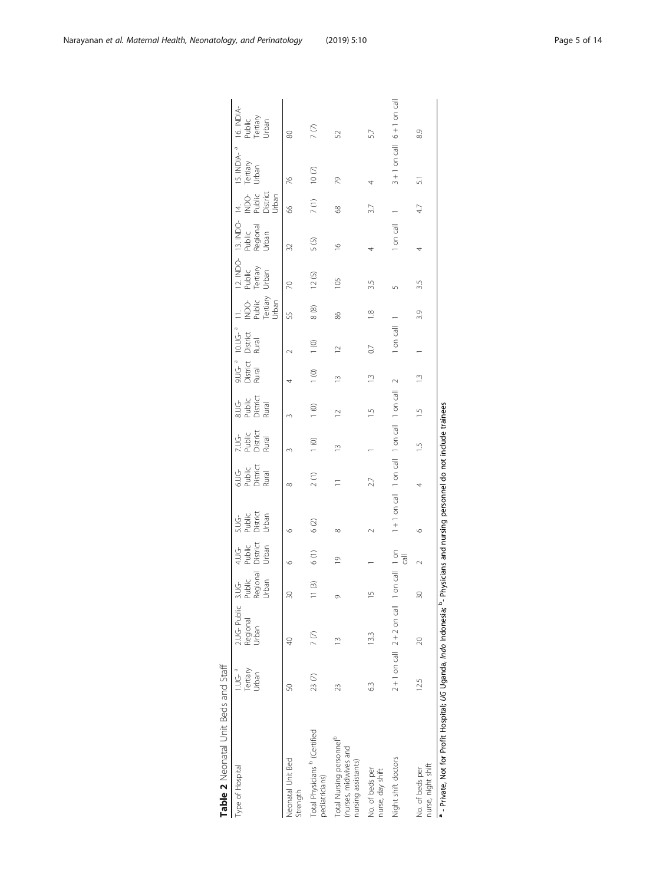**Table 2** Neonatal Unit Beds and Staff

| Type of Hospital | 1.UG-[a] Tertiary Urban | 2.UG- Public Regional Urban | 3.UG- Public Regional Urban | 4.UG- Public District Urban | 5.UG- Public District Urban | 6.UG- Public District Rural | 7.UG- Public District Rural | 8.UG- Public District Rural | 9.UG-[a] District Rural | 10.UG-[a] District Rural | 11. INDO- Public Tertiary Urban | 12. INDO- Public Tertiary Urban | 13. INDO- Public Regional Urban | 14. INDO- Public District Urban | 15. INDIA-[a] Tertiary Urban | 16. INDIA- Public Tertiary Urban |
|---|---|---|---|---|---|---|---|---|---|---|---|---|---|---|---|---|
| Neonatal Unit Bed Strength | 50 | 40 | 30 | 6 | 6 | 8 | 3 | 3 | 4 | 2 | 55 | 70 | 32 | 66 | 76 | 80 |
| Total Physicians [b] (Certified pediatricians) | 23 (7) | 7 (7) | 11 (3) | 6 (1) | 6 (2) | 2 (1) | 1 (0) | 1 (0) | 1 (0) | 1 (0) | 8 (8) | 12 (5) | 5 (5) | 7 (1) | 10 (7) | 7 (7) |
| Total Nursing personnel[b] (nurses, midwives and nursing assistants) | 23 | 13 | 9 | 19 | 8 | 11 | 13 | 12 | 13 | 12 | 86 | 105 | 16 | 68 | 79 | 52 |
| No. of beds per nurse, day shift | 6.3 | 13.3 | 15 | 1 | 2 | 2.7 | 1 | 1.5 | 1.3 | 0.7 | 1.8 | 3.5 | 4 | 3.7 | 4 | 5.7 |
| Night shift doctors | 2 + 1 on call | 2 + 2 on call | 1 on call | 1 on call | 1 + 1 on call | 1 on call | 1 on call | 1 on call | 2 | 1 on call | 1 | 5 | 1 on call | 1 | 3 + 1 on call | 6 + 1 on call |
| No. of beds per nurse, night shift | 12.5 | 20 | 30 | 2 | 6 | 4 | 1.5 | 1.5 | 1.3 | 1 | 3.9 | 3.5 | 4 | 4.7 | 5.1 | 8.9 |

[a] - Private, Not for Profit Hospital; *UG* Uganda, *Indo* Indonesia; [b]- Physicians and nursing personnel do not include trainees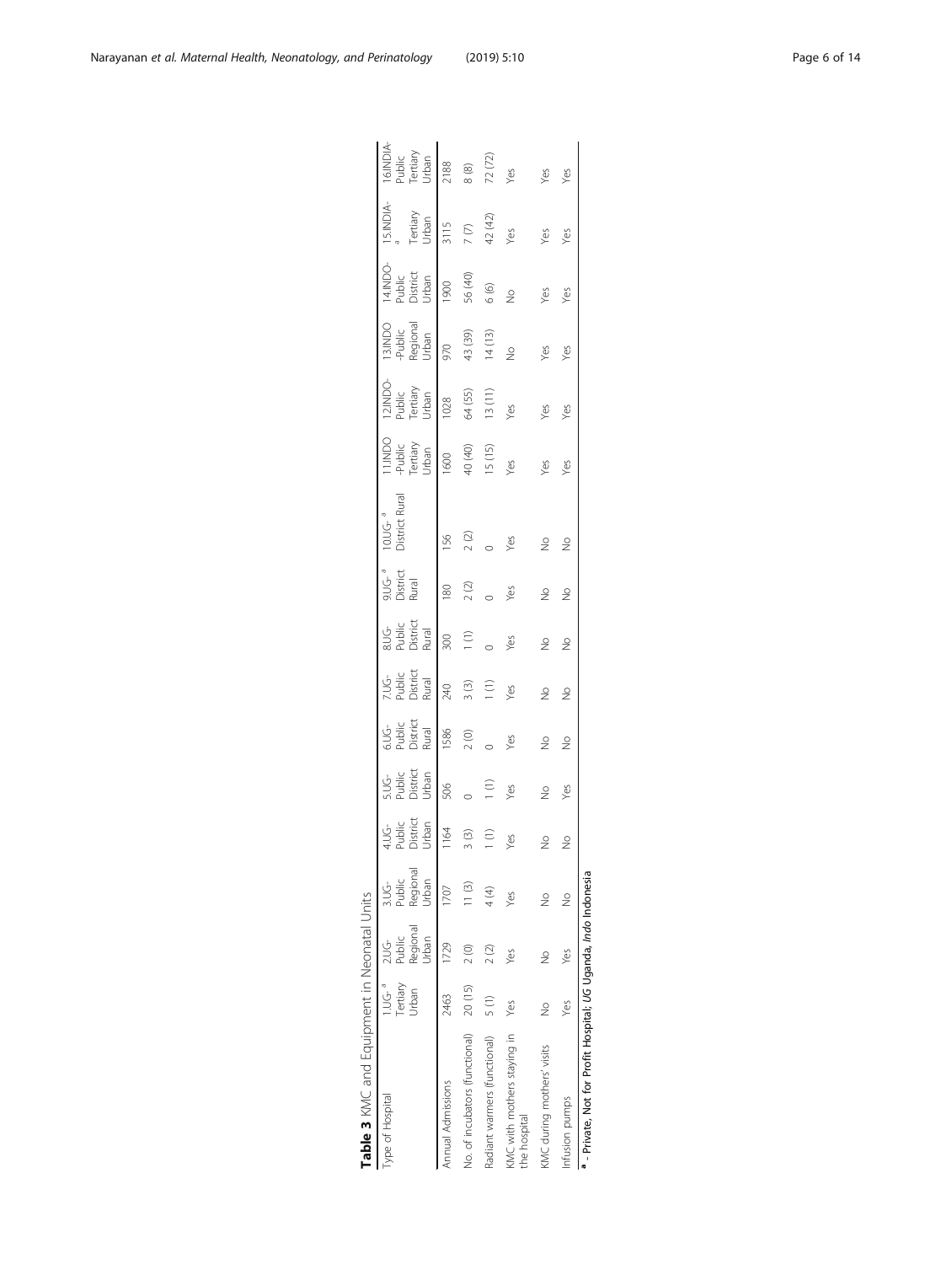**Table 3** KMC and Equipment in Neonatal Units

| Type of Hospital | 1.UG-[a] Tertiary Urban | 2.UG-Public Regional Urban | 3.UG-Public Regional Urban | 4.UG-Public District Urban | 5.UG-Public District Urban | 6.UG-Public District Rural | 7.UG-Public District Rural | 8.UG-Public District Rural | 9.UG-[a] District Rural | 10.UG-[a] District Rural | 11.INDO-Public Tertiary Urban | 12.INDO-Public Tertiary Urban | 13.INDO-Public Regional Urban | 14.INDO-Public District Urban | 15.INDIA-[a] Tertiary Urban | 16.INDIA-Public Tertiary Urban |
|---|---|---|---|---|---|---|---|---|---|---|---|---|---|---|---|---|
| Annual Admissions | 2463 | 1729 | 1707 | 1164 | 506 | 1586 | 240 | 300 | 180 | 156 | 1600 | 1028 | 970 | 1900 | 3115 | 2188 |
| No. of incubators (functional) | 20 (15) | 2 (0) | 11 (3) | 3 (3) | 0 | 2 (0) | 3 (3) | 1 (1) | 2 (2) | 2 (2) | 40 (40) | 64 (55) | 43 (39) | 56 (40) | 7 (7) | 8 (8) |
| Radiant warmers (functional) | 5 (1) | 2 (2) | 4 (4) | 1 (1) | 1 (1) | 0 | 1 (1) | 0 | 0 | 0 | 15 (15) | 13 (11) | 14 (13) | 6 (6) | 42 (42) | 72 (72) |
| KMC with mothers staying in the hospital | Yes | Yes | Yes | Yes | Yes | Yes | Yes | Yes | Yes | Yes | Yes | Yes | No | No | Yes | Yes |
| KMC during mothers' visits | No | No | No | No | No | No | No | No | No | No | Yes | Yes | Yes | Yes | Yes | Yes |
| Infusion pumps | Yes | Yes | No | No | Yes | No | No | No | No | No | Yes | Yes | Yes | Yes | Yes | Yes |

[a] - Private, Not for Profit Hospital; *UG* Uganda, *Indo* Indonesia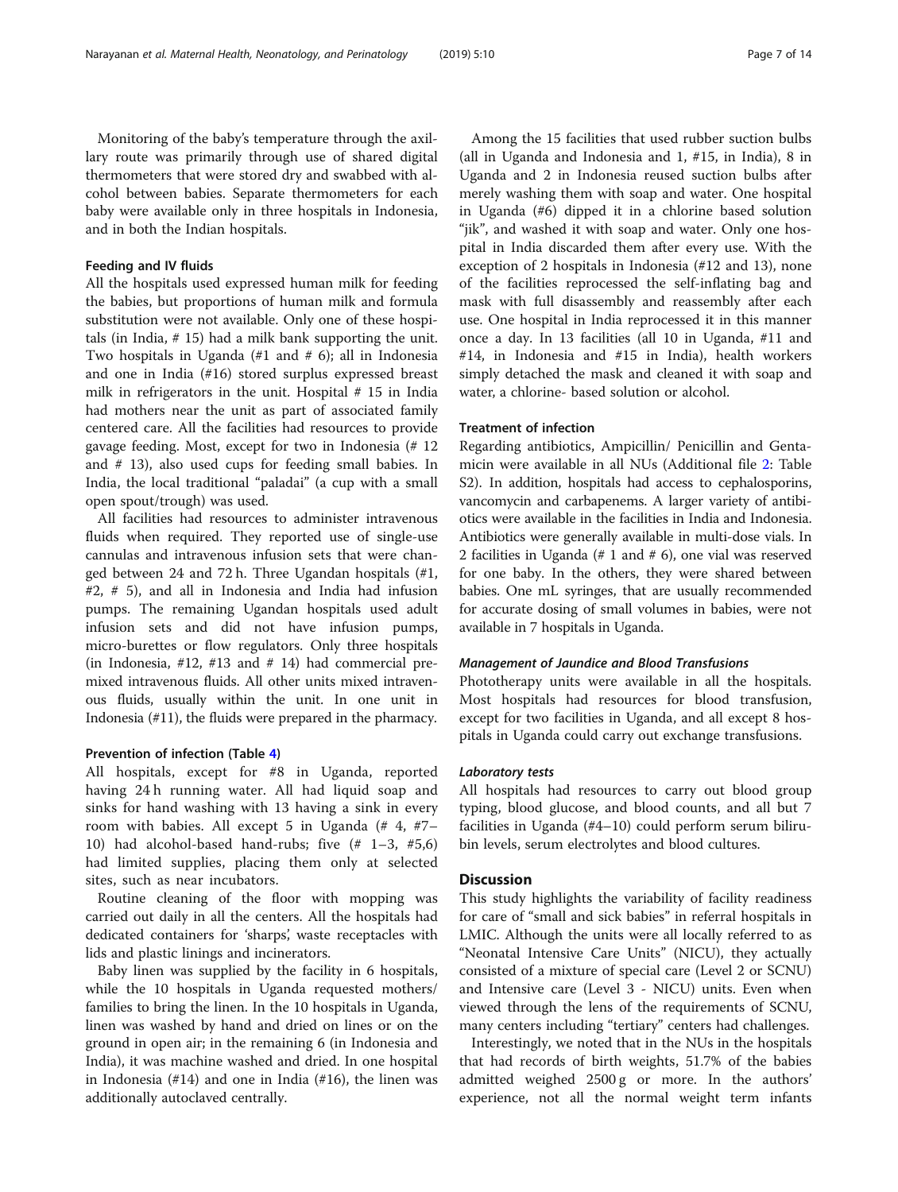Monitoring of the baby's temperature through the axillary route was primarily through use of shared digital thermometers that were stored dry and swabbed with alcohol between babies. Separate thermometers for each baby were available only in three hospitals in Indonesia, and in both the Indian hospitals.

#### Feeding and IV fluids

All the hospitals used expressed human milk for feeding the babies, but proportions of human milk and formula substitution were not available. Only one of these hospitals (in India, # 15) had a milk bank supporting the unit. Two hospitals in Uganda (#1 and # 6); all in Indonesia and one in India (#16) stored surplus expressed breast milk in refrigerators in the unit. Hospital # 15 in India had mothers near the unit as part of associated family centered care. All the facilities had resources to provide gavage feeding. Most, except for two in Indonesia (# 12 and # 13), also used cups for feeding small babies. In India, the local traditional "paladai" (a cup with a small open spout/trough) was used.

All facilities had resources to administer intravenous fluids when required. They reported use of single-use cannulas and intravenous infusion sets that were changed between 24 and 72 h. Three Ugandan hospitals (#1, #2, # 5), and all in Indonesia and India had infusion pumps. The remaining Ugandan hospitals used adult infusion sets and did not have infusion pumps, micro-burettes or flow regulators. Only three hospitals (in Indonesia, #12, #13 and # 14) had commercial premixed intravenous fluids. All other units mixed intravenous fluids, usually within the unit. In one unit in Indonesia (#11), the fluids were prepared in the pharmacy.

#### Prevention of infection (Table 4)

All hospitals, except for #8 in Uganda, reported having 24 h running water. All had liquid soap and sinks for hand washing with 13 having a sink in every room with babies. All except 5 in Uganda (# 4, #7–10) had alcohol-based hand-rubs; five (# 1–3, #5,6) had limited supplies, placing them only at selected sites, such as near incubators.

Routine cleaning of the floor with mopping was carried out daily in all the centers. All the hospitals had dedicated containers for 'sharps', waste receptacles with lids and plastic linings and incinerators.

Baby linen was supplied by the facility in 6 hospitals, while the 10 hospitals in Uganda requested mothers/families to bring the linen. In the 10 hospitals in Uganda, linen was washed by hand and dried on lines or on the ground in open air; in the remaining 6 (in Indonesia and India), it was machine washed and dried. In one hospital in Indonesia (#14) and one in India (#16), the linen was additionally autoclaved centrally.

Among the 15 facilities that used rubber suction bulbs (all in Uganda and Indonesia and 1, #15, in India), 8 in Uganda and 2 in Indonesia reused suction bulbs after merely washing them with soap and water. One hospital in Uganda (#6) dipped it in a chlorine based solution "jik", and washed it with soap and water. Only one hospital in India discarded them after every use. With the exception of 2 hospitals in Indonesia (#12 and 13), none of the facilities reprocessed the self-inflating bag and mask with full disassembly and reassembly after each use. One hospital in India reprocessed it in this manner once a day. In 13 facilities (all 10 in Uganda, #11 and #14, in Indonesia and #15 in India), health workers simply detached the mask and cleaned it with soap and water, a chlorine- based solution or alcohol.

#### Treatment of infection

Regarding antibiotics, Ampicillin/ Penicillin and Gentamicin were available in all NUs (Additional file 2: Table S2). In addition, hospitals had access to cephalosporins, vancomycin and carbapenems. A larger variety of antibiotics were available in the facilities in India and Indonesia. Antibiotics were generally available in multi-dose vials. In 2 facilities in Uganda (# 1 and # 6), one vial was reserved for one baby. In the others, they were shared between babies. One mL syringes, that are usually recommended for accurate dosing of small volumes in babies, were not available in 7 hospitals in Uganda.

##### *Management of Jaundice and Blood Transfusions*

Phototherapy units were available in all the hospitals. Most hospitals had resources for blood transfusion, except for two facilities in Uganda, and all except 8 hospitals in Uganda could carry out exchange transfusions.

##### *Laboratory tests*

All hospitals had resources to carry out blood group typing, blood glucose, and blood counts, and all but 7 facilities in Uganda (#4–10) could perform serum bilirubin levels, serum electrolytes and blood cultures.

## Discussion

This study highlights the variability of facility readiness for care of "small and sick babies" in referral hospitals in LMIC. Although the units were all locally referred to as "Neonatal Intensive Care Units" (NICU), they actually consisted of a mixture of special care (Level 2 or SCNU) and Intensive care (Level 3 - NICU) units. Even when viewed through the lens of the requirements of SCNU, many centers including "tertiary" centers had challenges.

Interestingly, we noted that in the NUs in the hospitals that had records of birth weights, 51.7% of the babies admitted weighed 2500 g or more. In the authors' experience, not all the normal weight term infants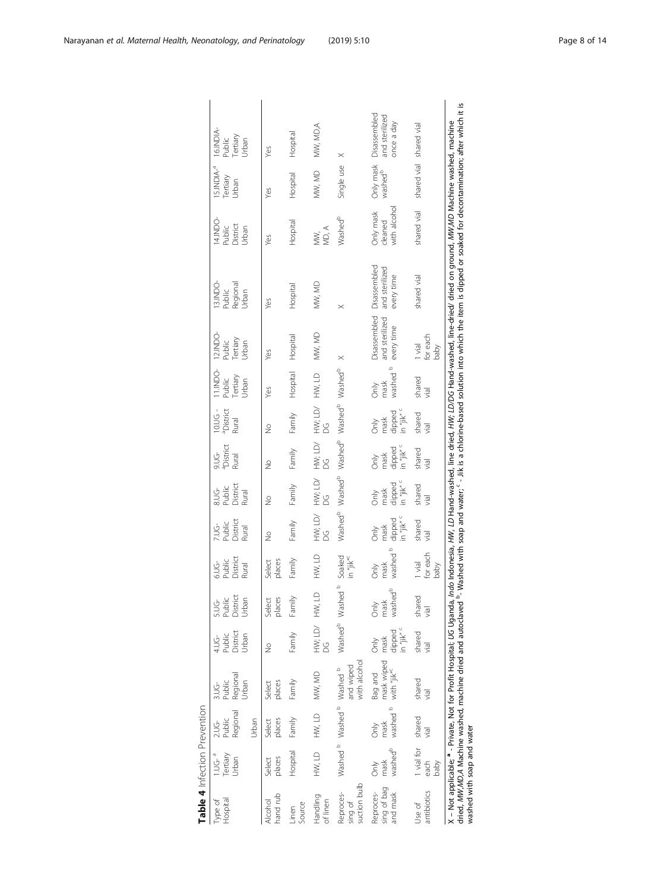**Table 4** Infection Prevention

| Type of Hospital | 1.UG-[a] Tertiary Urban | 2.UG- Public Regional Urban | 3.UG- Public Regional Urban | 4.UG- Public District Urban | 5.UG- Public District Urban | 6.UG- Public District Rural | 7.UG- Public District Rural | 8.UG- Public District Rural | 9.UG- [a]District Rural | 10.UG - [a]District Rural | 11.INDO- Public Tertiary Urban | 12.INDO- Public Tertiary Urban | 13.INDO- Public Regional Urban | 14.INDO- Public District Urban | 15.INDIA-[a] Tertiary Urban | 16.INDIA- Public Tertiary Urban |
|---|---|---|---|---|---|---|---|---|---|---|---|---|---|---|---|---|
| Alcohol hand rub | Select places | Select places | Select places | No | Select places | Select places | No | No | No | No | Yes | Yes | Yes | Yes | Yes | Yes |
| Linen Source | Hospital | Family | Family | Family | Family | Family | Family | Family | Family | Family | Hospital | Hospital | Hospital | Hospital | Hospital | Hospital |
| Handling of linen | HW, LD | HW, LD | MW, MD | HW; LD/ DG | HW, LD | HW, LD | HW; LD/ DG | HW; LD/ DG | HW; LD/ DG | HW; LD/ DG | HW, LD | MW, MD | MW, MD | MW, MD, A | MW, MD | MW, MD,A |
| Reprocessing of suction bulb | Washed [b] | Washed [b] | Washed [b] and wiped with alcohol | Washed[b] | Washed [b] | Soaked in "jik"[c] | Washed[b] | Washed[b] | Washed[b] | Washed[b] | Washed[b] | X | X | Washed[b] | Single use | X |
| Reprocessing of bag and mask | Only mask washed[b] | Only mask washed [b] | Bag and mask wiped with "jik"[c] | Only mask dipped in "jik"[c] | Only mask washed[b] | Only mask washed [b] | Only mask dipped in "jik"[c] | Only mask dipped in "jik"[c] | Only mask dipped in "jik"[c] | Only mask dipped in "jik"[c] | Only mask washed [b] | Disassembled and sterilized every time | Disassembled and sterilized every time | Only mask cleaned with alcohol | Only mask washed[b] | Disassembled and sterilized once a day |
| Use of antibiotics | 1 vial for each baby | shared vial | shared vial | shared vial | shared vial | 1 vial for each baby | shared vial | shared vial | shared vial | shared vial | shared vial | 1 vial for each baby | shared vial | shared vial | shared vial | shared vial |

X – Not applicable; [a] - Private, Not for Profit Hospital; *UG* Uganda, *Indo* Indonesia, *HW, LD* Hand-washed, line dried, *HW; LD/DG* Hand-washed, line-dried/ dried on ground, *MW,MD* Machine washed, machine dried, *MW,MD,A* Machine washed, machine dried and autoclaved [b]- Washed with soap and water; [c] - Jik is a chlorine-based solution into which the item is dipped or soaked for decontamination; after which it is washed with soap and water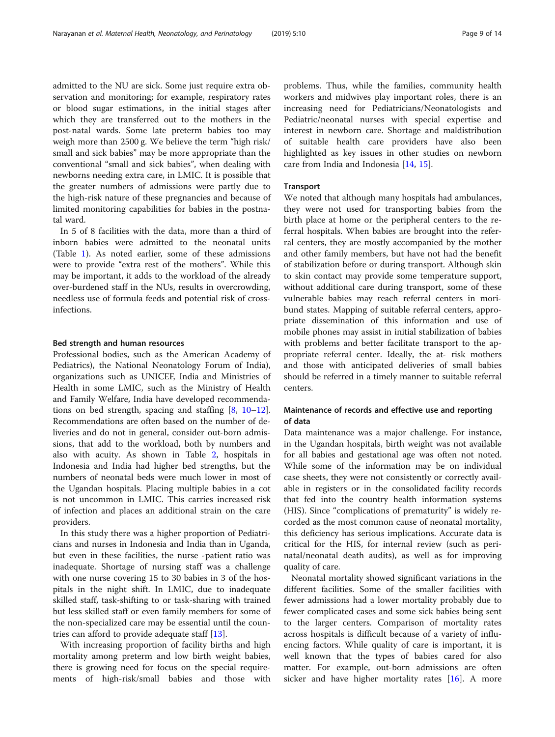admitted to the NU are sick. Some just require extra observation and monitoring; for example, respiratory rates or blood sugar estimations, in the initial stages after which they are transferred out to the mothers in the post-natal wards. Some late preterm babies too may weigh more than 2500 g. We believe the term "high risk/small and sick babies" may be more appropriate than the conventional "small and sick babies", when dealing with newborns needing extra care, in LMIC. It is possible that the greater numbers of admissions were partly due to the high-risk nature of these pregnancies and because of limited monitoring capabilities for babies in the postnatal ward.

In 5 of 8 facilities with the data, more than a third of inborn babies were admitted to the neonatal units (Table 1). As noted earlier, some of these admissions were to provide "extra rest of the mothers". While this may be important, it adds to the workload of the already over-burdened staff in the NUs, results in overcrowding, needless use of formula feeds and potential risk of cross-infections.

#### Bed strength and human resources

Professional bodies, such as the American Academy of Pediatrics), the National Neonatology Forum of India), organizations such as UNICEF, India and Ministries of Health in some LMIC, such as the Ministry of Health and Family Welfare, India have developed recommendations on bed strength, spacing and staffing [8, 10–12]. Recommendations are often based on the number of deliveries and do not in general, consider out-born admissions, that add to the workload, both by numbers and also with acuity. As shown in Table 2, hospitals in Indonesia and India had higher bed strengths, but the numbers of neonatal beds were much lower in most of the Ugandan hospitals. Placing multiple babies in a cot is not uncommon in LMIC. This carries increased risk of infection and places an additional strain on the care providers.

In this study there was a higher proportion of Pediatricians and nurses in Indonesia and India than in Uganda, but even in these facilities, the nurse -patient ratio was inadequate. Shortage of nursing staff was a challenge with one nurse covering 15 to 30 babies in 3 of the hospitals in the night shift. In LMIC, due to inadequate skilled staff, task-shifting to or task-sharing with trained but less skilled staff or even family members for some of the non-specialized care may be essential until the countries can afford to provide adequate staff [13].

With increasing proportion of facility births and high mortality among preterm and low birth weight babies, there is growing need for focus on the special requirements of high-risk/small babies and those with problems. Thus, while the families, community health workers and midwives play important roles, there is an increasing need for Pediatricians/Neonatologists and Pediatric/neonatal nurses with special expertise and interest in newborn care. Shortage and maldistribution of suitable health care providers have also been highlighted as key issues in other studies on newborn care from India and Indonesia [14, 15].

#### Transport

We noted that although many hospitals had ambulances, they were not used for transporting babies from the birth place at home or the peripheral centers to the referral hospitals. When babies are brought into the referral centers, they are mostly accompanied by the mother and other family members, but have not had the benefit of stabilization before or during transport. Although skin to skin contact may provide some temperature support, without additional care during transport, some of these vulnerable babies may reach referral centers in moribund states. Mapping of suitable referral centers, appropriate dissemination of this information and use of mobile phones may assist in initial stabilization of babies with problems and better facilitate transport to the appropriate referral center. Ideally, the at- risk mothers and those with anticipated deliveries of small babies should be referred in a timely manner to suitable referral centers.

#### Maintenance of records and effective use and reporting of data

Data maintenance was a major challenge. For instance, in the Ugandan hospitals, birth weight was not available for all babies and gestational age was often not noted. While some of the information may be on individual case sheets, they were not consistently or correctly available in registers or in the consolidated facility records that fed into the country health information systems (HIS). Since "complications of prematurity" is widely recorded as the most common cause of neonatal mortality, this deficiency has serious implications. Accurate data is critical for the HIS, for internal review (such as perinatal/neonatal death audits), as well as for improving quality of care.

Neonatal mortality showed significant variations in the different facilities. Some of the smaller facilities with fewer admissions had a lower mortality probably due to fewer complicated cases and some sick babies being sent to the larger centers. Comparison of mortality rates across hospitals is difficult because of a variety of influencing factors. While quality of care is important, it is well known that the types of babies cared for also matter. For example, out-born admissions are often sicker and have higher mortality rates [16]. A more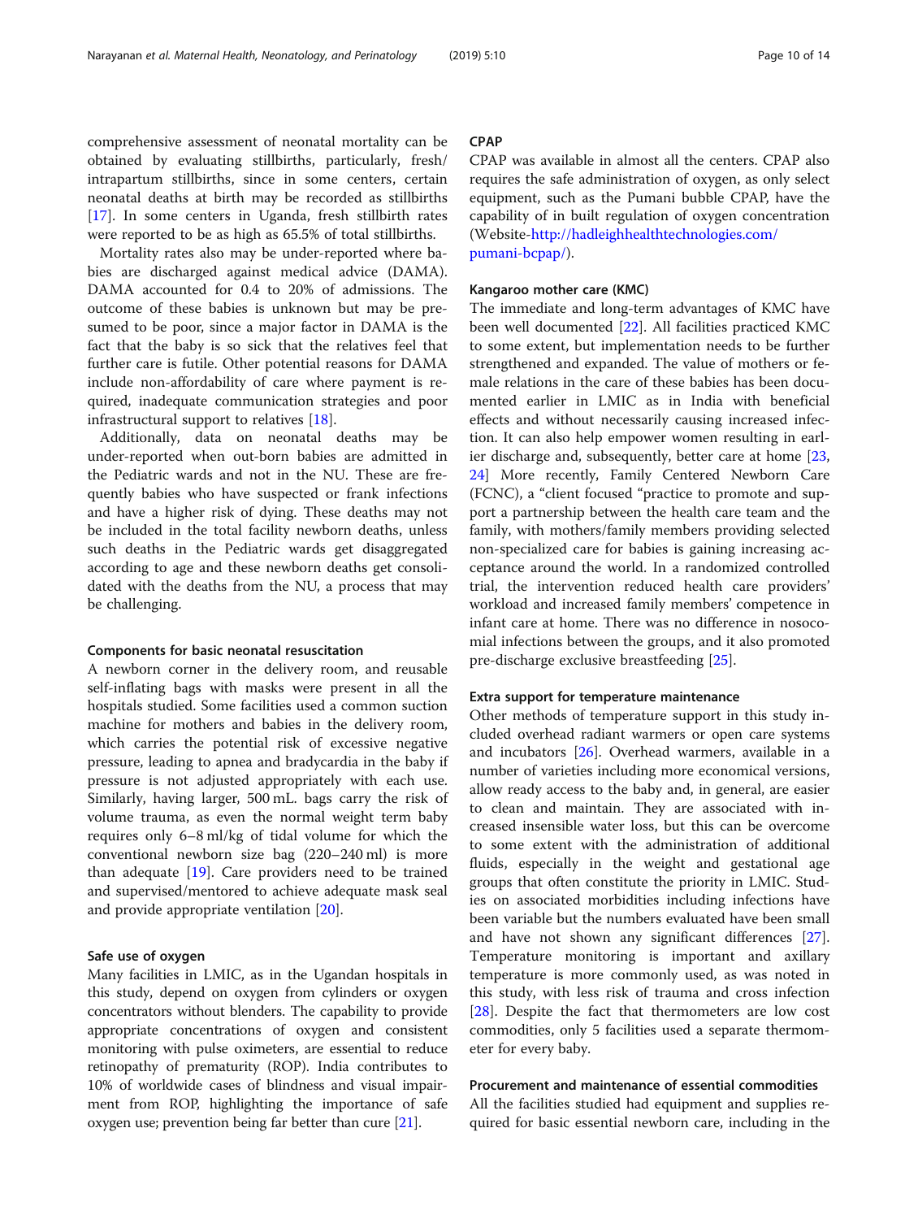comprehensive assessment of neonatal mortality can be obtained by evaluating stillbirths, particularly, fresh/intrapartum stillbirths, since in some centers, certain neonatal deaths at birth may be recorded as stillbirths [17]. In some centers in Uganda, fresh stillbirth rates were reported to be as high as 65.5% of total stillbirths.

Mortality rates also may be under-reported where babies are discharged against medical advice (DAMA). DAMA accounted for 0.4 to 20% of admissions. The outcome of these babies is unknown but may be presumed to be poor, since a major factor in DAMA is the fact that the baby is so sick that the relatives feel that further care is futile. Other potential reasons for DAMA include non-affordability of care where payment is required, inadequate communication strategies and poor infrastructural support to relatives [18].

Additionally, data on neonatal deaths may be under-reported when out-born babies are admitted in the Pediatric wards and not in the NU. These are frequently babies who have suspected or frank infections and have a higher risk of dying. These deaths may not be included in the total facility newborn deaths, unless such deaths in the Pediatric wards get disaggregated according to age and these newborn deaths get consolidated with the deaths from the NU, a process that may be challenging.

#### Components for basic neonatal resuscitation

A newborn corner in the delivery room, and reusable self-inflating bags with masks were present in all the hospitals studied. Some facilities used a common suction machine for mothers and babies in the delivery room, which carries the potential risk of excessive negative pressure, leading to apnea and bradycardia in the baby if pressure is not adjusted appropriately with each use. Similarly, having larger, 500 mL. bags carry the risk of volume trauma, as even the normal weight term baby requires only 6–8 ml/kg of tidal volume for which the conventional newborn size bag (220–240 ml) is more than adequate [19]. Care providers need to be trained and supervised/mentored to achieve adequate mask seal and provide appropriate ventilation [20].

#### Safe use of oxygen

Many facilities in LMIC, as in the Ugandan hospitals in this study, depend on oxygen from cylinders or oxygen concentrators without blenders. The capability to provide appropriate concentrations of oxygen and consistent monitoring with pulse oximeters, are essential to reduce retinopathy of prematurity (ROP). India contributes to 10% of worldwide cases of blindness and visual impairment from ROP, highlighting the importance of safe oxygen use; prevention being far better than cure [21].

#### CPAP

CPAP was available in almost all the centers. CPAP also requires the safe administration of oxygen, as only select equipment, such as the Pumani bubble CPAP, have the capability of in built regulation of oxygen concentration (Website-http://hadleighhealthtechnologies.com/pumani-bcpap/).

#### Kangaroo mother care (KMC)

The immediate and long-term advantages of KMC have been well documented [22]. All facilities practiced KMC to some extent, but implementation needs to be further strengthened and expanded. The value of mothers or female relations in the care of these babies has been documented earlier in LMIC as in India with beneficial effects and without necessarily causing increased infection. It can also help empower women resulting in earlier discharge and, subsequently, better care at home [23, 24] More recently, Family Centered Newborn Care (FCNC), a "client focused "practice to promote and support a partnership between the health care team and the family, with mothers/family members providing selected non-specialized care for babies is gaining increasing acceptance around the world. In a randomized controlled trial, the intervention reduced health care providers' workload and increased family members' competence in infant care at home. There was no difference in nosocomial infections between the groups, and it also promoted pre-discharge exclusive breastfeeding [25].

#### Extra support for temperature maintenance

Other methods of temperature support in this study included overhead radiant warmers or open care systems and incubators [26]. Overhead warmers, available in a number of varieties including more economical versions, allow ready access to the baby and, in general, are easier to clean and maintain. They are associated with increased insensible water loss, but this can be overcome to some extent with the administration of additional fluids, especially in the weight and gestational age groups that often constitute the priority in LMIC. Studies on associated morbidities including infections have been variable but the numbers evaluated have been small and have not shown any significant differences [27]. Temperature monitoring is important and axillary temperature is more commonly used, as was noted in this study, with less risk of trauma and cross infection [28]. Despite the fact that thermometers are low cost commodities, only 5 facilities used a separate thermometer for every baby.

#### Procurement and maintenance of essential commodities

All the facilities studied had equipment and supplies required for basic essential newborn care, including in the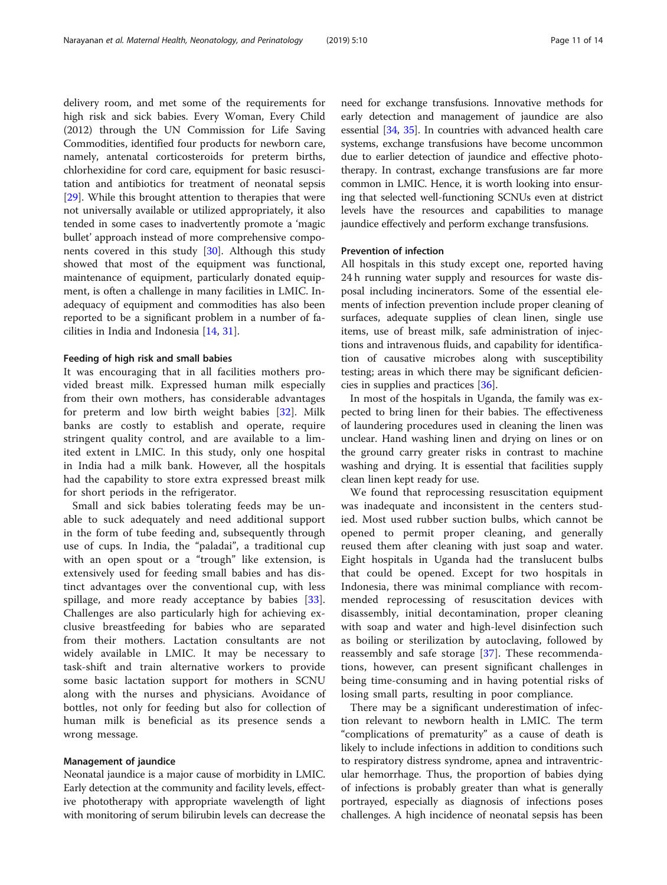delivery room, and met some of the requirements for high risk and sick babies. Every Woman, Every Child (2012) through the UN Commission for Life Saving Commodities, identified four products for newborn care, namely, antenatal corticosteroids for preterm births, chlorhexidine for cord care, equipment for basic resuscitation and antibiotics for treatment of neonatal sepsis [29]. While this brought attention to therapies that were not universally available or utilized appropriately, it also tended in some cases to inadvertently promote a 'magic bullet' approach instead of more comprehensive components covered in this study [30]. Although this study showed that most of the equipment was functional, maintenance of equipment, particularly donated equipment, is often a challenge in many facilities in LMIC. Inadequacy of equipment and commodities has also been reported to be a significant problem in a number of facilities in India and Indonesia [14, 31].

#### Feeding of high risk and small babies

It was encouraging that in all facilities mothers provided breast milk. Expressed human milk especially from their own mothers, has considerable advantages for preterm and low birth weight babies [32]. Milk banks are costly to establish and operate, require stringent quality control, and are available to a limited extent in LMIC. In this study, only one hospital in India had a milk bank. However, all the hospitals had the capability to store extra expressed breast milk for short periods in the refrigerator.

Small and sick babies tolerating feeds may be unable to suck adequately and need additional support in the form of tube feeding and, subsequently through use of cups. In India, the "paladai", a traditional cup with an open spout or a "trough" like extension, is extensively used for feeding small babies and has distinct advantages over the conventional cup, with less spillage, and more ready acceptance by babies [33]. Challenges are also particularly high for achieving exclusive breastfeeding for babies who are separated from their mothers. Lactation consultants are not widely available in LMIC. It may be necessary to task-shift and train alternative workers to provide some basic lactation support for mothers in SCNU along with the nurses and physicians. Avoidance of bottles, not only for feeding but also for collection of human milk is beneficial as its presence sends a wrong message.

#### Management of jaundice

Neonatal jaundice is a major cause of morbidity in LMIC. Early detection at the community and facility levels, effective phototherapy with appropriate wavelength of light with monitoring of serum bilirubin levels can decrease the need for exchange transfusions. Innovative methods for early detection and management of jaundice are also essential [34, 35]. In countries with advanced health care systems, exchange transfusions have become uncommon due to earlier detection of jaundice and effective phototherapy. In contrast, exchange transfusions are far more common in LMIC. Hence, it is worth looking into ensuring that selected well-functioning SCNUs even at district levels have the resources and capabilities to manage jaundice effectively and perform exchange transfusions.

#### Prevention of infection

All hospitals in this study except one, reported having 24 h running water supply and resources for waste disposal including incinerators. Some of the essential elements of infection prevention include proper cleaning of surfaces, adequate supplies of clean linen, single use items, use of breast milk, safe administration of injections and intravenous fluids, and capability for identification of causative microbes along with susceptibility testing; areas in which there may be significant deficiencies in supplies and practices [36].

In most of the hospitals in Uganda, the family was expected to bring linen for their babies. The effectiveness of laundering procedures used in cleaning the linen was unclear. Hand washing linen and drying on lines or on the ground carry greater risks in contrast to machine washing and drying. It is essential that facilities supply clean linen kept ready for use.

We found that reprocessing resuscitation equipment was inadequate and inconsistent in the centers studied. Most used rubber suction bulbs, which cannot be opened to permit proper cleaning, and generally reused them after cleaning with just soap and water. Eight hospitals in Uganda had the translucent bulbs that could be opened. Except for two hospitals in Indonesia, there was minimal compliance with recommended reprocessing of resuscitation devices with disassembly, initial decontamination, proper cleaning with soap and water and high-level disinfection such as boiling or sterilization by autoclaving, followed by reassembly and safe storage [37]. These recommendations, however, can present significant challenges in being time-consuming and in having potential risks of losing small parts, resulting in poor compliance.

There may be a significant underestimation of infection relevant to newborn health in LMIC. The term "complications of prematurity" as a cause of death is likely to include infections in addition to conditions such to respiratory distress syndrome, apnea and intraventricular hemorrhage. Thus, the proportion of babies dying of infections is probably greater than what is generally portrayed, especially as diagnosis of infections poses challenges. A high incidence of neonatal sepsis has been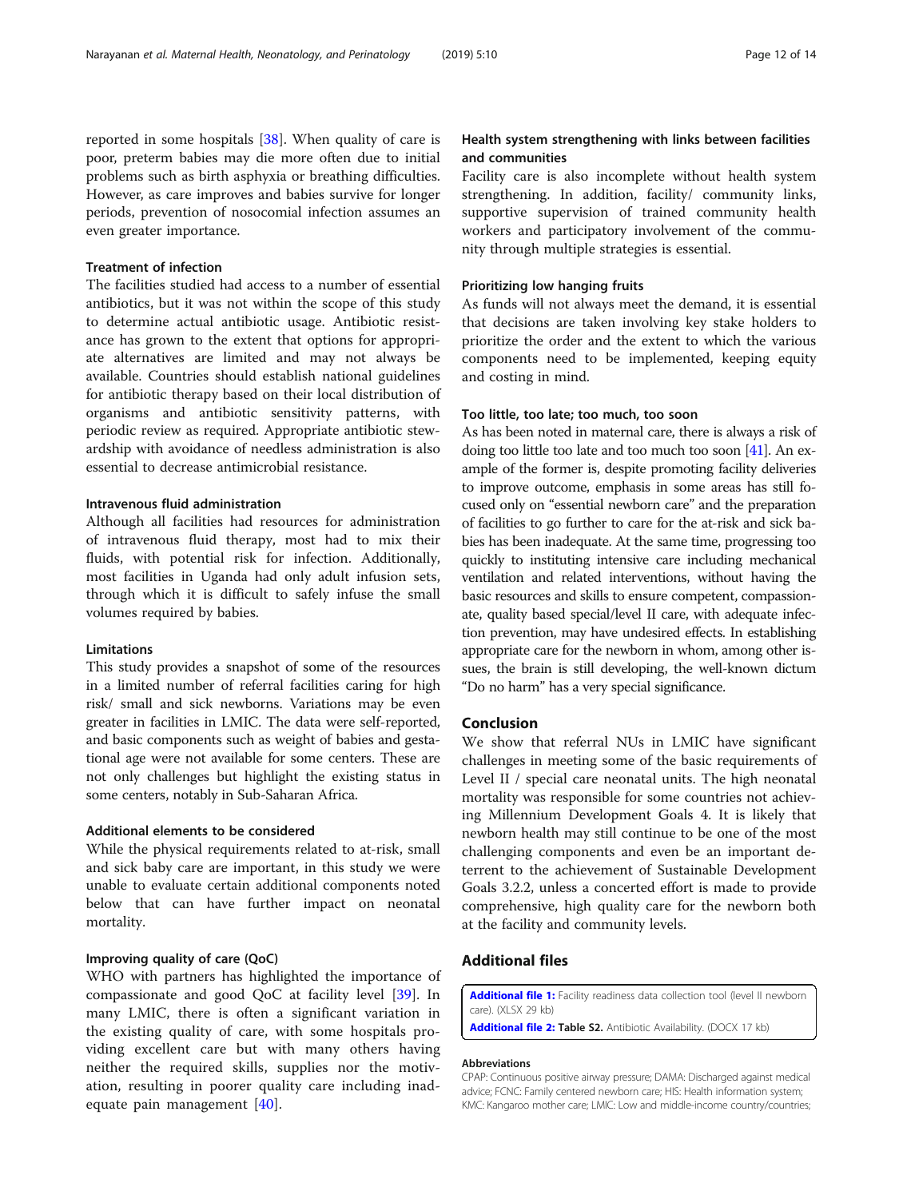reported in some hospitals [38]. When quality of care is poor, preterm babies may die more often due to initial problems such as birth asphyxia or breathing difficulties. However, as care improves and babies survive for longer periods, prevention of nosocomial infection assumes an even greater importance.

### Treatment of infection

The facilities studied had access to a number of essential antibiotics, but it was not within the scope of this study to determine actual antibiotic usage. Antibiotic resistance has grown to the extent that options for appropriate alternatives are limited and may not always be available. Countries should establish national guidelines for antibiotic therapy based on their local distribution of organisms and antibiotic sensitivity patterns, with periodic review as required. Appropriate antibiotic stewardship with avoidance of needless administration is also essential to decrease antimicrobial resistance.

### Intravenous fluid administration

Although all facilities had resources for administration of intravenous fluid therapy, most had to mix their fluids, with potential risk for infection. Additionally, most facilities in Uganda had only adult infusion sets, through which it is difficult to safely infuse the small volumes required by babies.

### Limitations

This study provides a snapshot of some of the resources in a limited number of referral facilities caring for high risk/ small and sick newborns. Variations may be even greater in facilities in LMIC. The data were self-reported, and basic components such as weight of babies and gestational age were not available for some centers. These are not only challenges but highlight the existing status in some centers, notably in Sub-Saharan Africa.

### Additional elements to be considered

While the physical requirements related to at-risk, small and sick baby care are important, in this study we were unable to evaluate certain additional components noted below that can have further impact on neonatal mortality.

### Improving quality of care (QoC)

WHO with partners has highlighted the importance of compassionate and good QoC at facility level [39]. In many LMIC, there is often a significant variation in the existing quality of care, with some hospitals providing excellent care but with many others having neither the required skills, supplies nor the motivation, resulting in poorer quality care including inadequate pain management [40].

### Health system strengthening with links between facilities and communities

Facility care is also incomplete without health system strengthening. In addition, facility/ community links, supportive supervision of trained community health workers and participatory involvement of the community through multiple strategies is essential.

### Prioritizing low hanging fruits

As funds will not always meet the demand, it is essential that decisions are taken involving key stake holders to prioritize the order and the extent to which the various components need to be implemented, keeping equity and costing in mind.

### Too little, too late; too much, too soon

As has been noted in maternal care, there is always a risk of doing too little too late and too much too soon [41]. An example of the former is, despite promoting facility deliveries to improve outcome, emphasis in some areas has still focused only on "essential newborn care" and the preparation of facilities to go further to care for the at-risk and sick babies has been inadequate. At the same time, progressing too quickly to instituting intensive care including mechanical ventilation and related interventions, without having the basic resources and skills to ensure competent, compassionate, quality based special/level II care, with adequate infection prevention, may have undesired effects. In establishing appropriate care for the newborn in whom, among other issues, the brain is still developing, the well-known dictum "Do no harm" has a very special significance.

## Conclusion

We show that referral NUs in LMIC have significant challenges in meeting some of the basic requirements of Level II / special care neonatal units. The high neonatal mortality was responsible for some countries not achieving Millennium Development Goals 4. It is likely that newborn health may still continue to be one of the most challenging components and even be an important deterrent to the achievement of Sustainable Development Goals 3.2.2, unless a concerted effort is made to provide comprehensive, high quality care for the newborn both at the facility and community levels.

## Additional files

**Additional file 1:** Facility readiness data collection tool (level II newborn care). (XLSX 29 kb)

**Additional file 2: Table S2.** Antibiotic Availability. (DOCX 17 kb)

#### Abbreviations

CPAP: Continuous positive airway pressure; DAMA: Discharged against medical advice; FCNC: Family centered newborn care; HIS: Health information system; KMC: Kangaroo mother care; LMIC: Low and middle-income country/countries;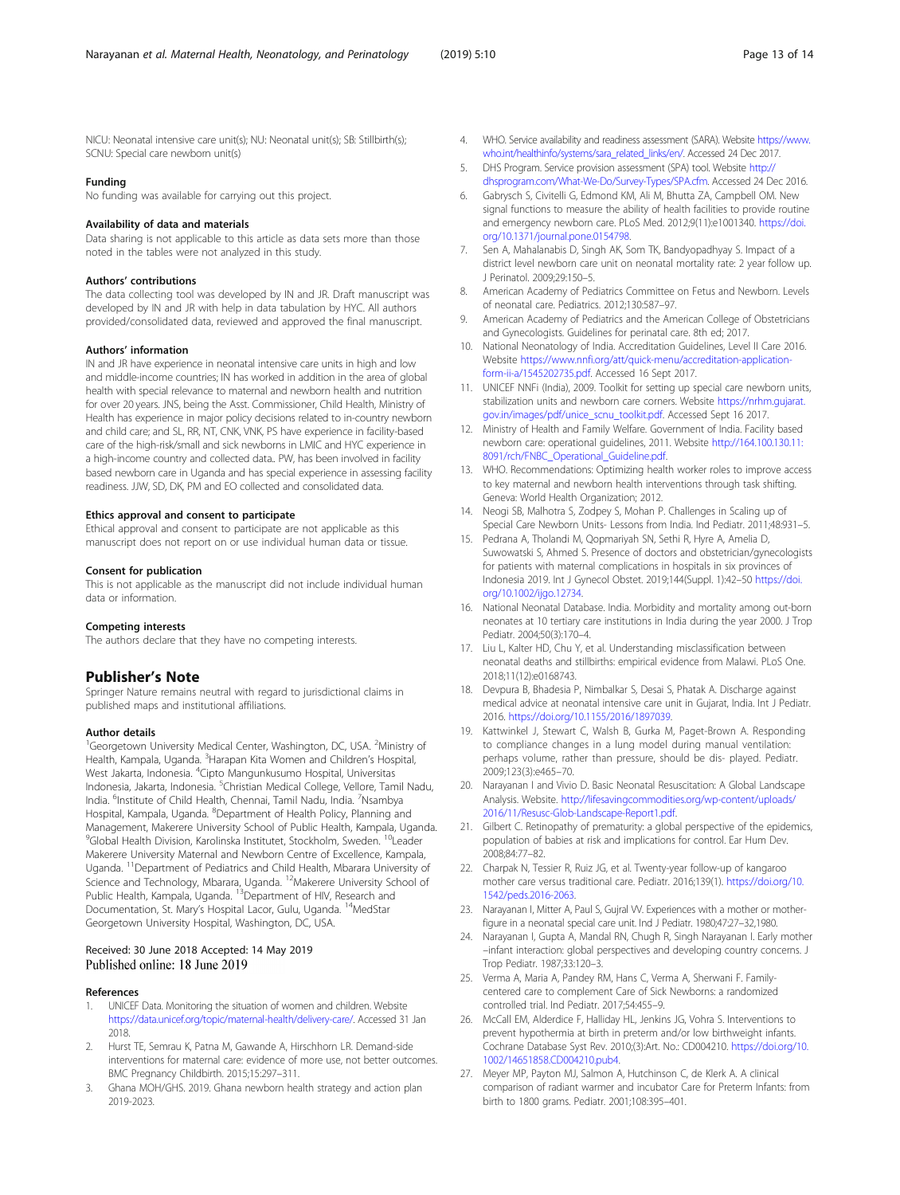NICU: Neonatal intensive care unit(s); NU: Neonatal unit(s); SB: Stillbirth(s); SCNU: Special care newborn unit(s)

### Funding

No funding was available for carrying out this project.

### Availability of data and materials

Data sharing is not applicable to this article as data sets more than those noted in the tables were not analyzed in this study.

### Authors' contributions

The data collecting tool was developed by IN and JR. Draft manuscript was developed by IN and JR with help in data tabulation by HYC. All authors provided/consolidated data, reviewed and approved the final manuscript.

### Authors' information

IN and JR have experience in neonatal intensive care units in high and low and middle-income countries; IN has worked in addition in the area of global health with special relevance to maternal and newborn health and nutrition for over 20 years. JNS, being the Asst. Commissioner, Child Health, Ministry of Health has experience in major policy decisions related to in-country newborn and child care; and SL, RR, NT, CNK, VNK, PS have experience in facility-based care of the high-risk/small and sick newborns in LMIC and HYC experience in a high-income country and collected data.. PW, has been involved in facility based newborn care in Uganda and has special experience in assessing facility readiness. JJW, SD, DK, PM and EO collected and consolidated data.

### Ethics approval and consent to participate

Ethical approval and consent to participate are not applicable as this manuscript does not report on or use individual human data or tissue.

### Consent for publication

This is not applicable as the manuscript did not include individual human data or information.

### Competing interests

The authors declare that they have no competing interests.

## Publisher's Note

Springer Nature remains neutral with regard to jurisdictional claims in published maps and institutional affiliations.

### Author details

[1]Georgetown University Medical Center, Washington, DC, USA. [2]Ministry of Health, Kampala, Uganda. [3]Harapan Kita Women and Children's Hospital, West Jakarta, Indonesia. [4]Cipto Mangunkusumo Hospital, Universitas Indonesia, Jakarta, Indonesia. [5]Christian Medical College, Vellore, Tamil Nadu, India. [6]Institute of Child Health, Chennai, Tamil Nadu, India. [7]Nsambya Hospital, Kampala, Uganda. [8]Department of Health Policy, Planning and Management, Makerere University School of Public Health, Kampala, Uganda. [9]Global Health Division, Karolinska Institutet, Stockholm, Sweden. [10]Leader Makerere University Maternal and Newborn Centre of Excellence, Kampala, Uganda. [11]Department of Pediatrics and Child Health, Mbarara University of Science and Technology, Mbarara, Uganda. [12]Makerere University School of Public Health, Kampala, Uganda. [13]Department of HIV, Research and Documentation, St. Mary's Hospital Lacor, Gulu, Uganda. [14]MedStar Georgetown University Hospital, Washington, DC, USA.

Received: 30 June 2018 Accepted: 14 May 2019
Published online: 18 June 2019

### References

1. UNICEF Data. Monitoring the situation of women and children. Website https://data.unicef.org/topic/maternal-health/delivery-care/. Accessed 31 Jan 2018.
2. Hurst TE, Semrau K, Patna M, Gawande A, Hirschhorn LR. Demand-side interventions for maternal care: evidence of more use, not better outcomes. BMC Pregnancy Childbirth. 2015;15:297–311.
3. Ghana MOH/GHS. 2019. Ghana newborn health strategy and action plan 2019-2023.
4. WHO. Service availability and readiness assessment (SARA). Website https://www.who.int/healthinfo/systems/sara_related_links/en/. Accessed 24 Dec 2017.
5. DHS Program. Service provision assessment (SPA) tool. Website http://dhsprogram.com/What-We-Do/Survey-Types/SPA.cfm. Accessed 24 Dec 2016.
6. Gabrysch S, Civitelli G, Edmond KM, Ali M, Bhutta ZA, Campbell OM. New signal functions to measure the ability of health facilities to provide routine and emergency newborn care. PLoS Med. 2012;9(11):e1001340. https://doi.org/10.1371/journal.pone.0154798.
7. Sen A, Mahalanabis D, Singh AK, Som TK, Bandyopadhyay S. Impact of a district level newborn care unit on neonatal mortality rate: 2 year follow up. J Perinatol. 2009;29:150–5.
8. American Academy of Pediatrics Committee on Fetus and Newborn. Levels of neonatal care. Pediatrics. 2012;130:587–97.
9. American Academy of Pediatrics and the American College of Obstetricians and Gynecologists. Guidelines for perinatal care. 8th ed; 2017.
10. National Neonatology of India. Accreditation Guidelines, Level II Care 2016. Website https://www.nnfi.org/att/quick-menu/accreditation-application-form-ii-a/1545202735.pdf. Accessed 16 Sept 2017.
11. UNICEF NNFi (India), 2009. Toolkit for setting up special care newborn units, stabilization units and newborn care corners. Website https://nrhm.gujarat.gov.in/images/pdf/unice_scnu_toolkit.pdf. Accessed Sept 16 2017.
12. Ministry of Health and Family Welfare. Government of India. Facility based newborn care: operational guidelines, 2011. Website http://164.100.130.11:8091/rch/FNBC_Operational_Guideline.pdf.
13. WHO. Recommendations: Optimizing health worker roles to improve access to key maternal and newborn health interventions through task shifting. Geneva: World Health Organization; 2012.
14. Neogi SB, Malhotra S, Zodpey S, Mohan P. Challenges in Scaling up of Special Care Newborn Units- Lessons from India. Ind Pediatr. 2011;48:931–5.
15. Pedrana A, Tholandi M, Qopmariyah SN, Sethi R, Hyre A, Amelia D, Suwowatski S, Ahmed S. Presence of doctors and obstetrician/gynecologists for patients with maternal complications in hospitals in six provinces of Indonesia 2019. Int J Gynecol Obstet. 2019;144(Suppl. 1):42–50 https://doi.org/10.1002/ijgo.12734.
16. National Neonatal Database. India. Morbidity and mortality among out-born neonates at 10 tertiary care institutions in India during the year 2000. J Trop Pediatr. 2004;50(3):170–4.
17. Liu L, Kalter HD, Chu Y, et al. Understanding misclassification between neonatal deaths and stillbirths: empirical evidence from Malawi. PLoS One. 2018;11(12):e0168743.
18. Devpura B, Bhadesia P, Nimbalkar S, Desai S, Phatak A. Discharge against medical advice at neonatal intensive care unit in Gujarat, India. Int J Pediatr. 2016. https://doi.org/10.1155/2016/1897039.
19. Kattwinkel J, Stewart C, Walsh B, Gurka M, Paget-Brown A. Responding to compliance changes in a lung model during manual ventilation: perhaps volume, rather than pressure, should be dis- played. Pediatr. 2009;123(3):e465–70.
20. Narayanan I and Vivio D. Basic Neonatal Resuscitation: A Global Landscape Analysis. Website. http://lifesavingcommodities.org/wp-content/uploads/2016/11/Resusc-Glob-Landscape-Report1.pdf.
21. Gilbert C. Retinopathy of prematurity: a global perspective of the epidemics, population of babies at risk and implications for control. Ear Hum Dev. 2008;84:77–82.
22. Charpak N, Tessier R, Ruiz JG, et al. Twenty-year follow-up of kangaroo mother care versus traditional care. Pediatr. 2016;139(1). https://doi.org/10.1542/peds.2016-2063.
23. Narayanan I, Mitter A, Paul S, Gujral W. Experiences with a mother or mother-figure in a neonatal special care unit. Ind J Pediatr. 1980;47:27–32,1980.
24. Narayanan I, Gupta A, Mandal RN, Chugh R, Singh Narayanan I. Early mother –infant interaction: global perspectives and developing country concerns. J Trop Pediatr. 1987;33:120–3.
25. Verma A, Maria A, Pandey RM, Hans C, Verma A, Sherwani F. Family-centered care to complement Care of Sick Newborns: a randomized controlled trial. Ind Pediatr. 2017;54:455–9.
26. McCall EM, Alderdice F, Halliday HL, Jenkins JG, Vohra S. Interventions to prevent hypothermia at birth in preterm and/or low birthweight infants. Cochrane Database Syst Rev. 2010;(3):Art. No.: CD004210. https://doi.org/10.1002/14651858.CD004210.pub4.
27. Meyer MP, Payton MJ, Salmon A, Hutchinson C, de Klerk A. A clinical comparison of radiant warmer and incubator Care for Preterm Infants: from birth to 1800 grams. Pediatr. 2001;108:395–401.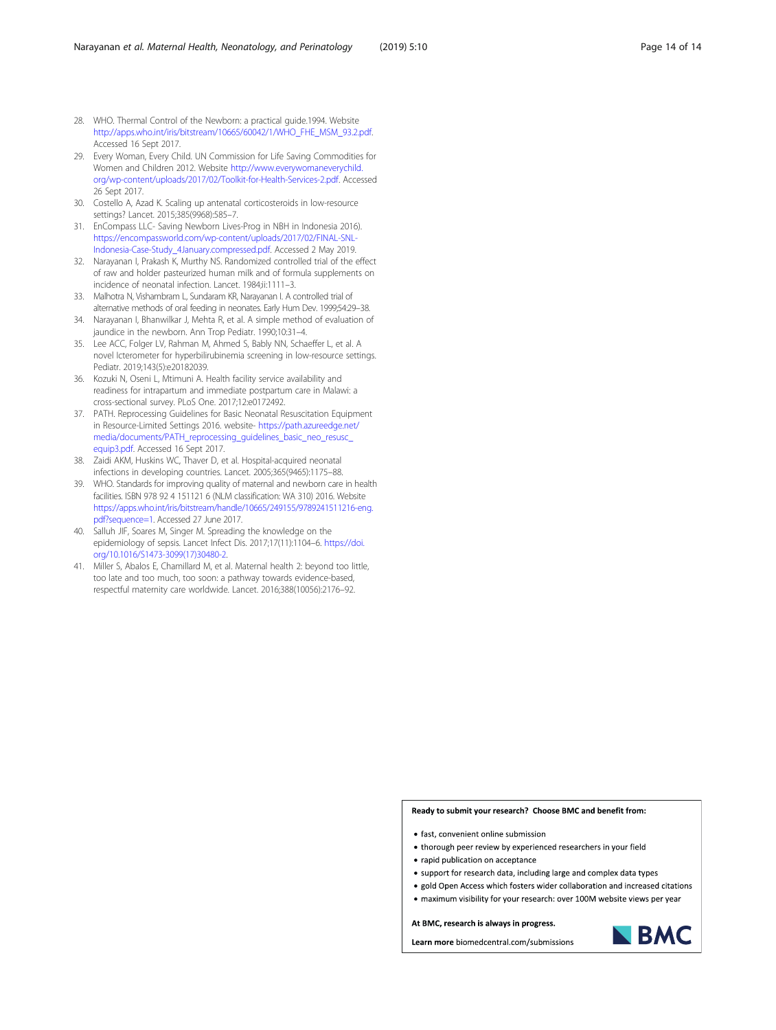28. WHO. Thermal Control of the Newborn: a practical guide.1994. Website http://apps.who.int/iris/bitstream/10665/60042/1/WHO_FHE_MSM_93.2.pdf. Accessed 16 Sept 2017.
29. Every Woman, Every Child. UN Commission for Life Saving Commodities for Women and Children 2012. Website http://www.everywomaneverychild.org/wp-content/uploads/2017/02/Toolkit-for-Health-Services-2.pdf. Accessed 26 Sept 2017.
30. Costello A, Azad K. Scaling up antenatal corticosteroids in low-resource settings? Lancet. 2015;385(9968):585–7.
31. EnCompass LLC- Saving Newborn Lives-Prog in NBH in Indonesia 2016). https://encompassworld.com/wp-content/uploads/2017/02/FINAL-SNL-Indonesia-Case-Study_4January.compressed.pdf. Accessed 2 May 2019.
32. Narayanan I, Prakash K, Murthy NS. Randomized controlled trial of the effect of raw and holder pasteurized human milk and of formula supplements on incidence of neonatal infection. Lancet. 1984;ii:1111–3.
33. Malhotra N, Vishambram L, Sundaram KR, Narayanan I. A controlled trial of alternative methods of oral feeding in neonates. Early Hum Dev. 1999;54:29–38.
34. Narayanan I, Bhanwilkar J, Mehta R, et al. A simple method of evaluation of jaundice in the newborn. Ann Trop Pediatr. 1990;10:31–4.
35. Lee ACC, Folger LV, Rahman M, Ahmed S, Bably NN, Schaeffer L, et al. A novel Icterometer for hyperbilirubinemia screening in low-resource settings. Pediatr. 2019;143(5):e20182039.
36. Kozuki N, Oseni L, Mtimuni A. Health facility service availability and readiness for intrapartum and immediate postpartum care in Malawi: a cross-sectional survey. PLoS One. 2017;12:e0172492.
37. PATH. Reprocessing Guidelines for Basic Neonatal Resuscitation Equipment in Resource-Limited Settings 2016. website- https://path.azureedge.net/media/documents/PATH_reprocessing_guidelines_basic_neo_resusc_equip3.pdf. Accessed 16 Sept 2017.
38. Zaidi AKM, Huskins WC, Thaver D, et al. Hospital-acquired neonatal infections in developing countries. Lancet. 2005;365(9465):1175–88.
39. WHO. Standards for improving quality of maternal and newborn care in health facilities. ISBN 978 92 4 151121 6 (NLM classification: WA 310) 2016. Website https://apps.who.int/iris/bitstream/handle/10665/249155/9789241511216-eng.pdf?sequence=1. Accessed 27 June 2017.
40. Salluh JIF, Soares M, Singer M. Spreading the knowledge on the epidemiology of sepsis. Lancet Infect Dis. 2017;17(11):1104–6. https://doi.org/10.1016/S1473-3099(17)30480-2.
41. Miller S, Abalos E, Chamillard M, et al. Maternal health 2: beyond too little, too late and too much, too soon: a pathway towards evidence-based, respectful maternity care worldwide. Lancet. 2016;388(10056):2176–92.